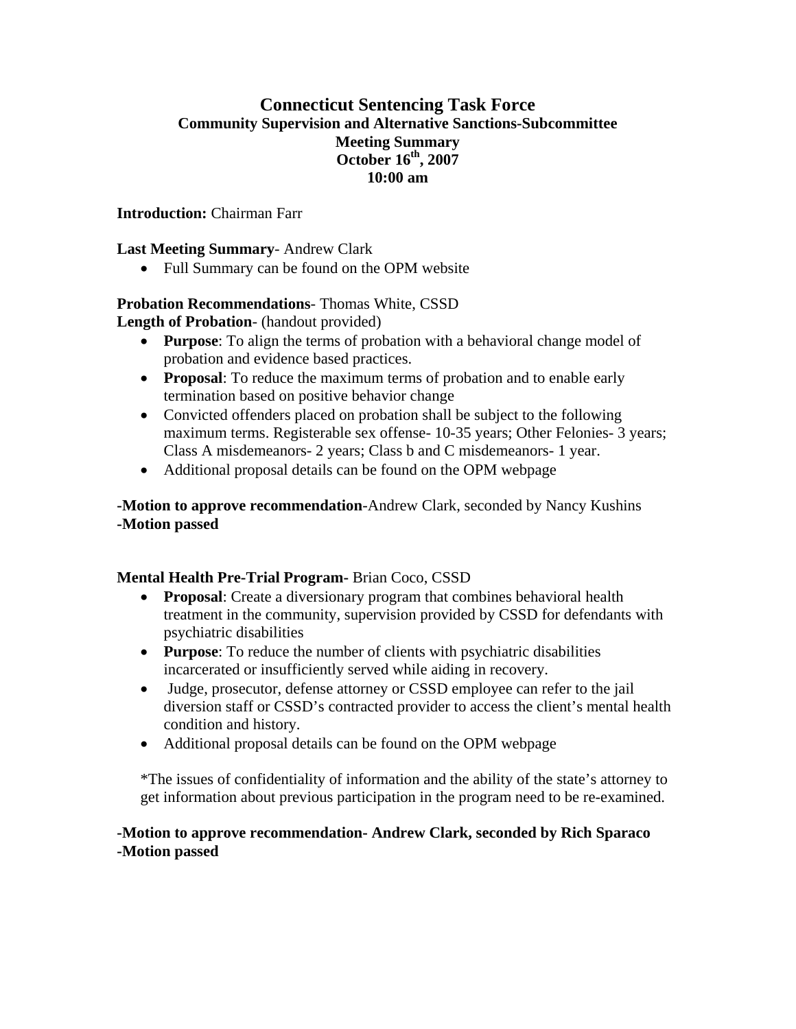# Connecticut Sentencing Task Force

## Community Supervision and Alternative Sanctions-Subcommittee

## Meeting Summary

## October 16th, 2007

## 10:00 am

**Introduction:** Chairman Farr

**Last Meeting Summary**- Andrew Clark

- Full Summary can be found on the OPM website

**Probation Recommendations**- Thomas White, CSSD

**Length of Probation**- (handout provided)

- **Purpose**: To align the terms of probation with a behavioral change model of probation and evidence based practices.
- **Proposal**: To reduce the maximum terms of probation and to enable early termination based on positive behavior change
- Convicted offenders placed on probation shall be subject to the following maximum terms. Registerable sex offense- 10-35 years; Other Felonies- 3 years; Class A misdemeanors- 2 years; Class b and C misdemeanors- 1 year.
- Additional proposal details can be found on the OPM webpage

**-Motion to approve recommendation**-Andrew Clark, seconded by Nancy Kushins

**-Motion passed**

**Mental Health Pre-Trial Program-** Brian Coco, CSSD

- **Proposal**: Create a diversionary program that combines behavioral health treatment in the community, supervision provided by CSSD for defendants with psychiatric disabilities
- **Purpose**: To reduce the number of clients with psychiatric disabilities incarcerated or insufficiently served while aiding in recovery.
- Judge, prosecutor, defense attorney or CSSD employee can refer to the jail diversion staff or CSSD's contracted provider to access the client's mental health condition and history.
- Additional proposal details can be found on the OPM webpage

*The issues of confidentiality of information and the ability of the state's attorney to get information about previous participation in the program need to be re-examined.

**-Motion to approve recommendation- Andrew Clark, seconded by Rich Sparaco**

**-Motion passed**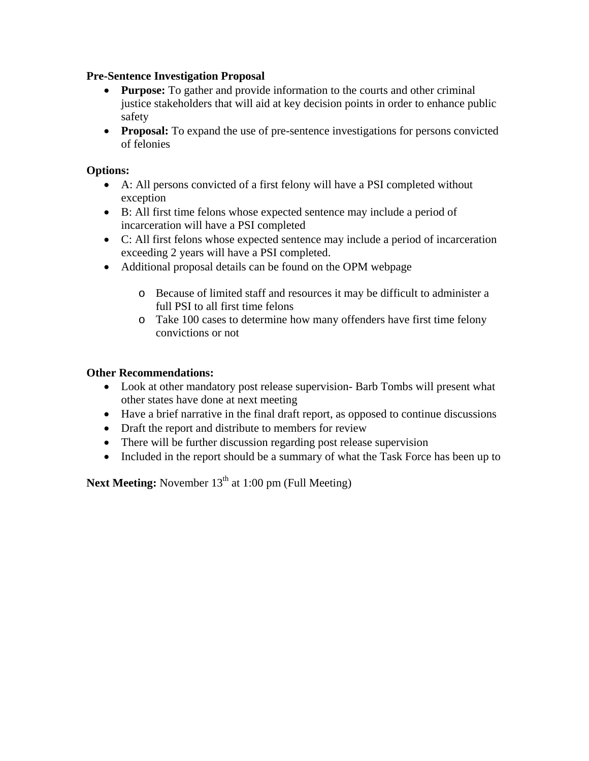**Pre-Sentence Investigation Proposal**

- **Purpose:** To gather and provide information to the courts and other criminal justice stakeholders that will aid at key decision points in order to enhance public safety
- **Proposal:** To expand the use of pre-sentence investigations for persons convicted of felonies

**Options:**

- A: All persons convicted of a first felony will have a PSI completed without exception
- B: All first time felons whose expected sentence may include a period of incarceration will have a PSI completed
- C: All first felons whose expected sentence may include a period of incarceration exceeding 2 years will have a PSI completed.
- Additional proposal details can be found on the OPM webpage
    - Because of limited staff and resources it may be difficult to administer a full PSI to all first time felons
    - Take 100 cases to determine how many offenders have first time felony convictions or not

**Other Recommendations:**

- Look at other mandatory post release supervision- Barb Tombs will present what other states have done at next meeting
- Have a brief narrative in the final draft report, as opposed to continue discussions
- Draft the report and distribute to members for review
- There will be further discussion regarding post release supervision
- Included in the report should be a summary of what the Task Force has been up to

**Next Meeting:** November 13th at 1:00 pm (Full Meeting)